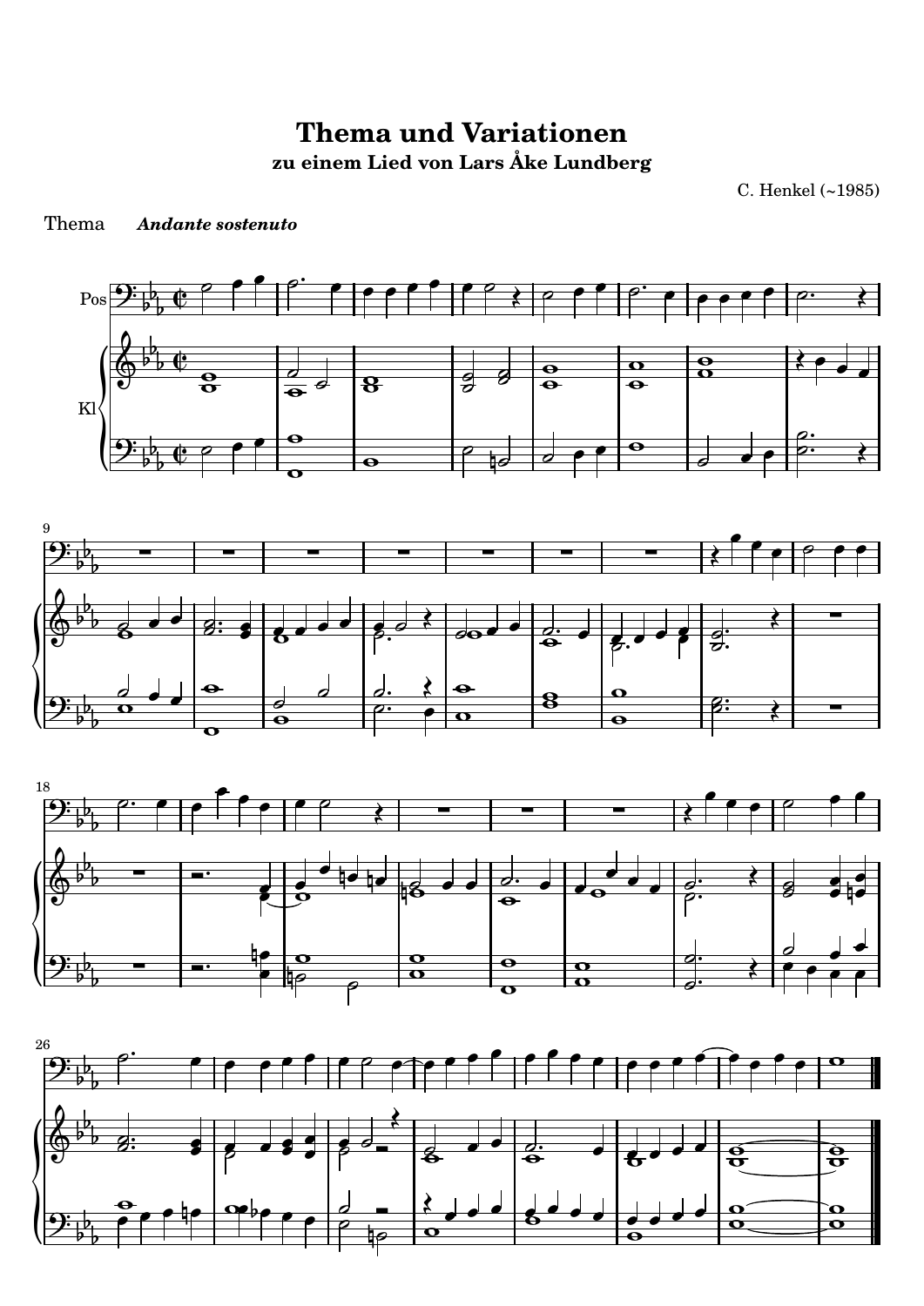# Thema und Variationen

## zu einem Lied von Lars Åke Lundberg

C. Henkel (~1985)

Thema *Andante sostenuto*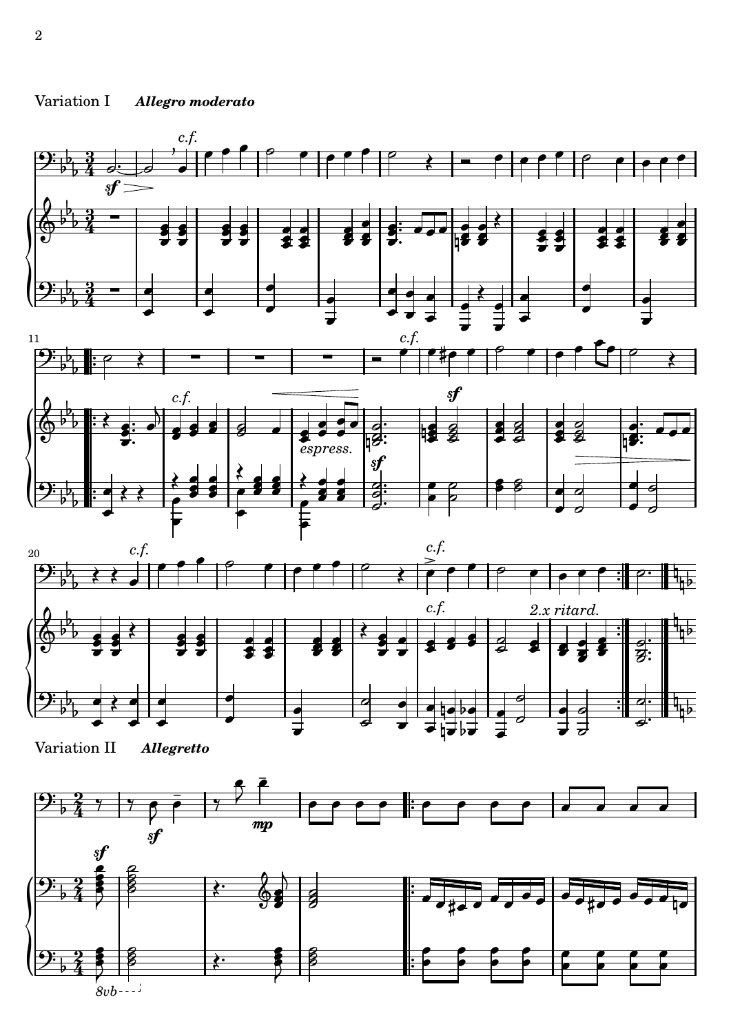Variation I ***Allegro moderato***

Variation II ***Allegretto***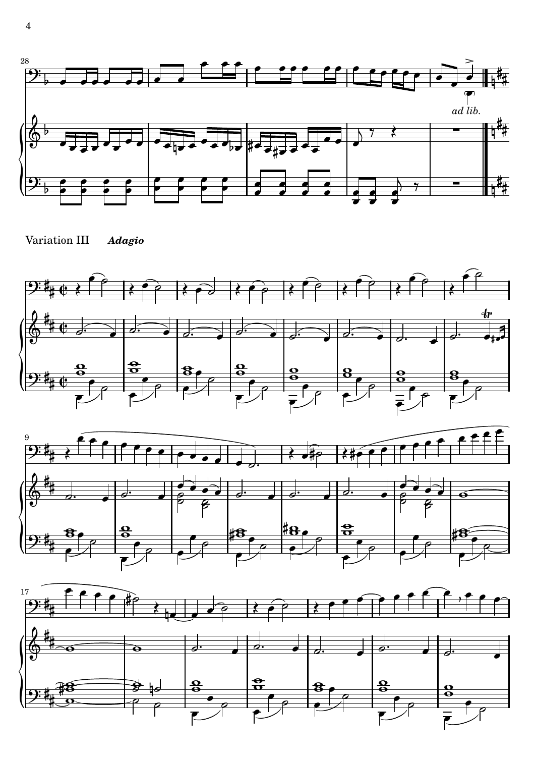Variation III *Adagio*

*ad lib.*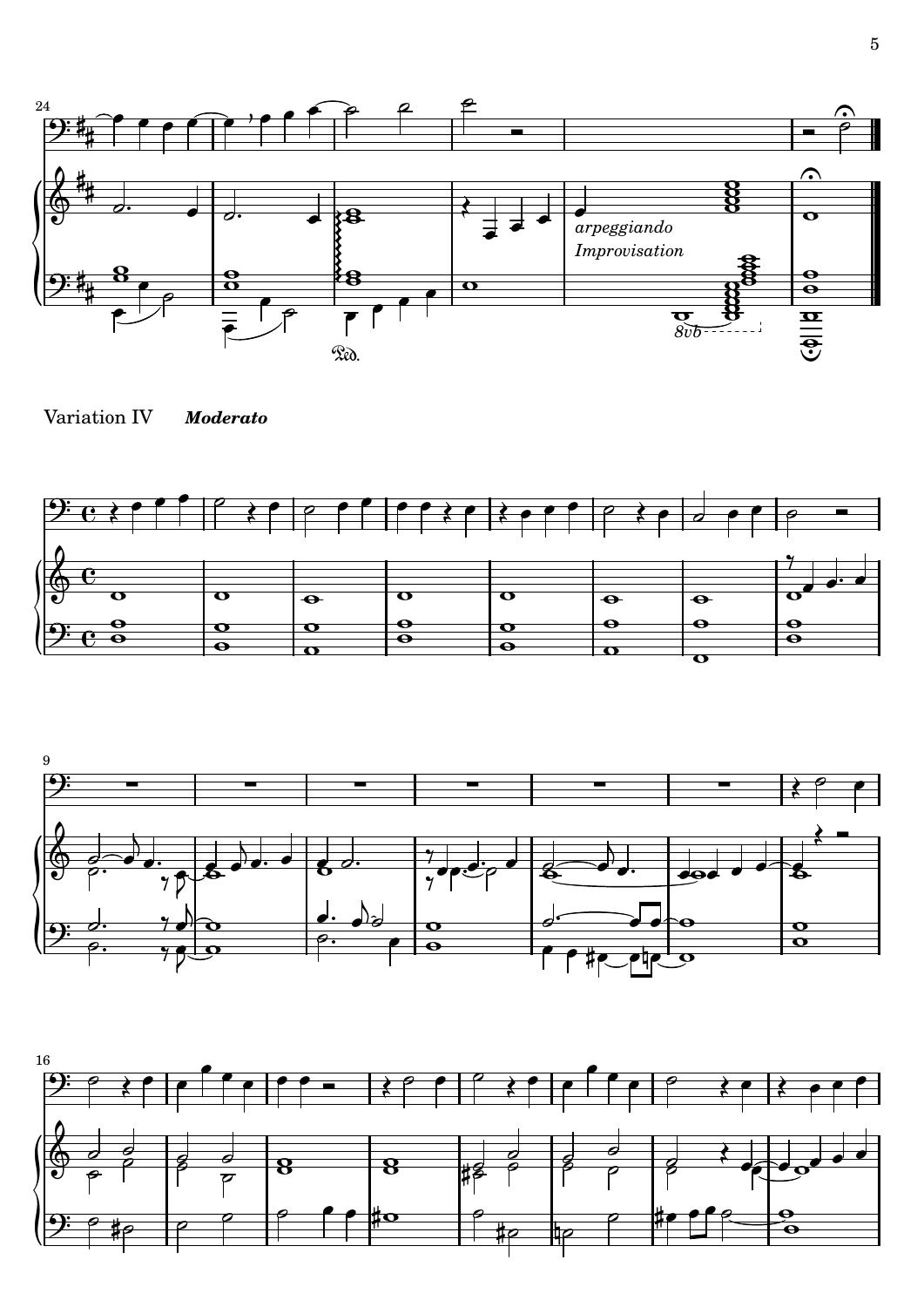Variation IV *Moderato*

*arpeggiando*

*Improvisation*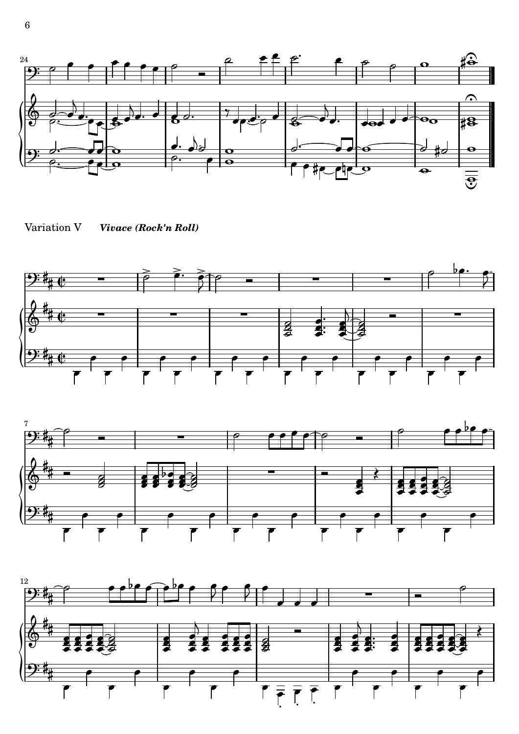Variation V *Vivace (Rock'n Roll)*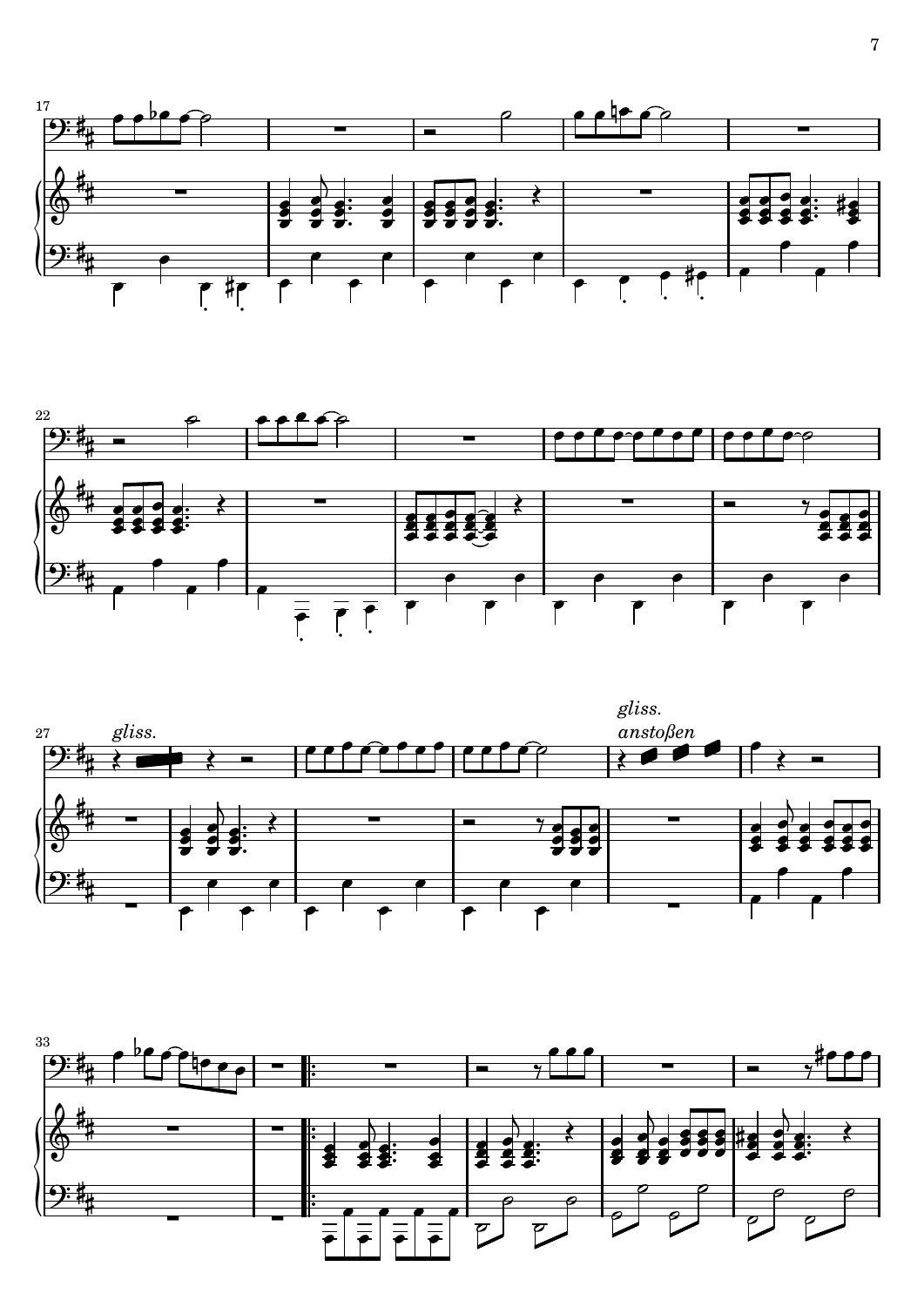*gliss.*

*gliss.*

*anstoßen*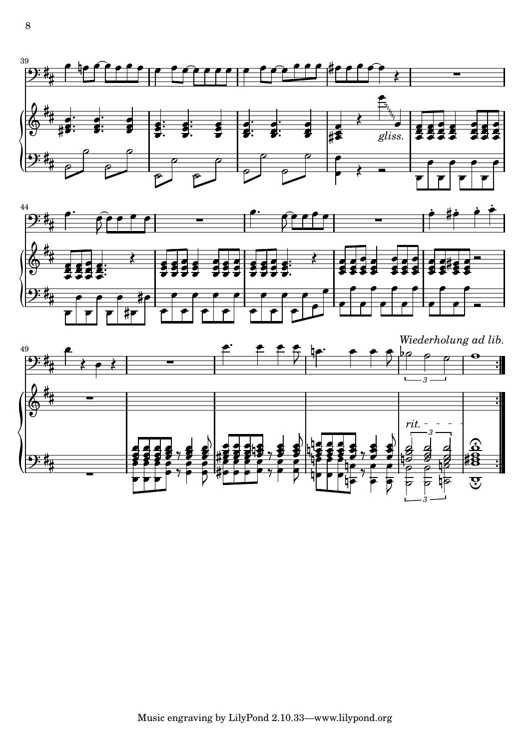*Wiederholung ad lib.*

Music engraving by LilyPond 2.10.33—www.lilypond.org